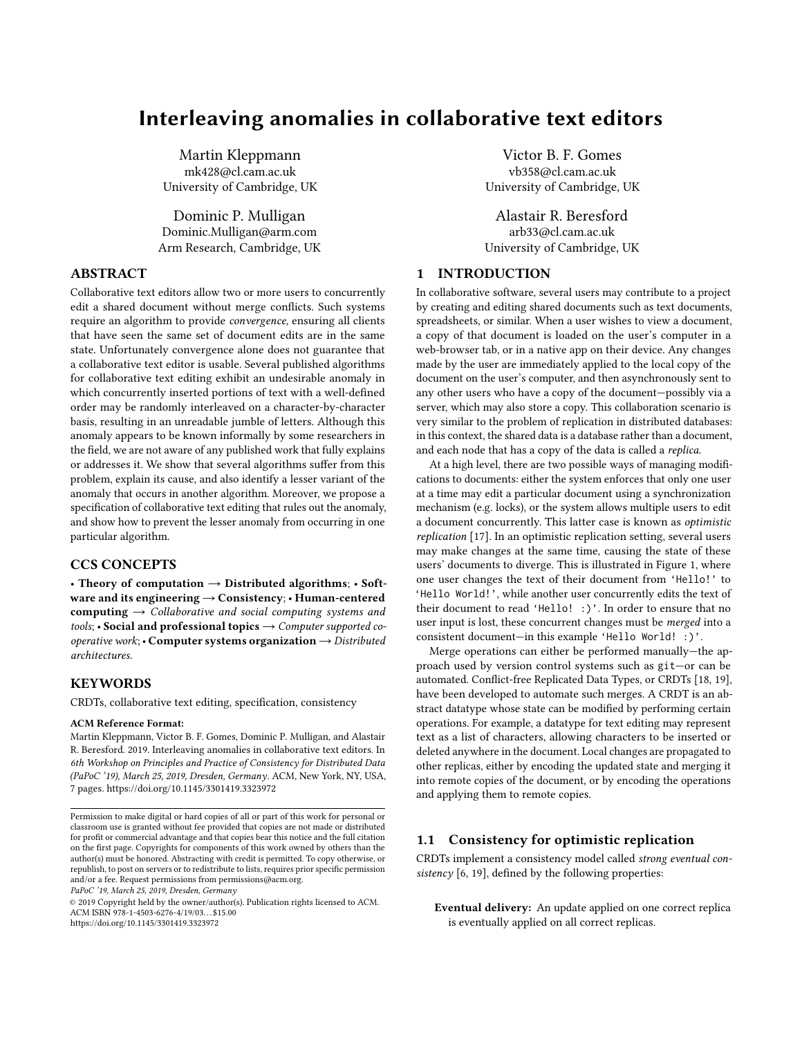# Interleaving anomalies in collaborative text editors

Martin Kleppmann
mk428@cl.cam.ac.uk
University of Cambridge, UK

Victor B. F. Gomes
vb358@cl.cam.ac.uk
University of Cambridge, UK

Dominic P. Mulligan
Dominic.Mulligan@arm.com
Arm Research, Cambridge, UK

Alastair R. Beresford
arb33@cl.cam.ac.uk
University of Cambridge, UK

## ABSTRACT

Collaborative text editors allow two or more users to concurrently edit a shared document without merge conflicts. Such systems require an algorithm to provide *convergence*, ensuring all clients that have seen the same set of document edits are in the same state. Unfortunately convergence alone does not guarantee that a collaborative text editor is usable. Several published algorithms for collaborative text editing exhibit an undesirable anomaly in which concurrently inserted portions of text with a well-defined order may be randomly interleaved on a character-by-character basis, resulting in an unreadable jumble of letters. Although this anomaly appears to be known informally by some researchers in the field, we are not aware of any published work that fully explains or addresses it. We show that several algorithms suffer from this problem, explain its cause, and also identify a lesser variant of the anomaly that occurs in another algorithm. Moreover, we propose a specification of collaborative text editing that rules out the anomaly, and show how to prevent the lesser anomaly from occurring in one particular algorithm.

## CCS CONCEPTS

• **Theory of computation** → **Distributed algorithms**; • **Software and its engineering** → **Consistency**; • **Human-centered computing** → *Collaborative and social computing systems and tools*; • **Social and professional topics** → *Computer supported cooperative work*; • **Computer systems organization** → *Distributed architectures*.

## KEYWORDS

CRDTs, collaborative text editing, specification, consistency

**ACM Reference Format:**
Martin Kleppmann, Victor B. F. Gomes, Dominic P. Mulligan, and Alastair R. Beresford. 2019. Interleaving anomalies in collaborative text editors. In *6th Workshop on Principles and Practice of Consistency for Distributed Data (PaPoC '19), March 25, 2019, Dresden, Germany.* ACM, New York, NY, USA, 7 pages. https://doi.org/10.1145/3301419.3323972

Permission to make digital or hard copies of all or part of this work for personal or classroom use is granted without fee provided that copies are not made or distributed for profit or commercial advantage and that copies bear this notice and the full citation on the first page. Copyrights for components of this work owned by others than the author(s) must be honored. Abstracting with credit is permitted. To copy otherwise, or republish, to post on servers or to redistribute to lists, requires prior specific permission and/or a fee. Request permissions from permissions@acm.org.
*PaPoC '19, March 25, 2019, Dresden, Germany*
© 2019 Copyright held by the owner/author(s). Publication rights licensed to ACM.
ACM ISBN 978-1-4503-6276-4/19/03...$15.00
https://doi.org/10.1145/3301419.3323972

## 1 INTRODUCTION

In collaborative software, several users may contribute to a project by creating and editing shared documents such as text documents, spreadsheets, or similar. When a user wishes to view a document, a copy of that document is loaded on the user's computer in a web-browser tab, or in a native app on their device. Any changes made by the user are immediately applied to the local copy of the document on the user's computer, and then asynchronously sent to any other users who have a copy of the document—possibly via a server, which may also store a copy. This collaboration scenario is very similar to the problem of replication in distributed databases: in this context, the shared data is a database rather than a document, and each node that has a copy of the data is called a *replica*.

At a high level, there are two possible ways of managing modifications to documents: either the system enforces that only one user at a time may edit a particular document using a synchronization mechanism (e.g. locks), or the system allows multiple users to edit a document concurrently. This latter case is known as *optimistic replication* [17]. In an optimistic replication setting, several users may make changes at the same time, causing the state of these users' documents to diverge. This is illustrated in Figure 1, where one user changes the text of their document from `'Hello!'` to `'Hello World!'`, while another user concurrently edits the text of their document to read `'Hello! :)'`. In order to ensure that no user input is lost, these concurrent changes must be *merged* into a consistent document—in this example `'Hello World! :)'`.

Merge operations can either be performed manually—the approach used by version control systems such as `git`—or can be automated. Conflict-free Replicated Data Types, or CRDTs [18, 19], have been developed to automate such merges. A CRDT is an abstract datatype whose state can be modified by performing certain operations. For example, a datatype for text editing may represent text as a list of characters, allowing characters to be inserted or deleted anywhere in the document. Local changes are propagated to other replicas, either by encoding the updated state and merging it into remote copies of the document, or by encoding the operations and applying them to remote copies.

### 1.1 Consistency for optimistic replication

CRDTs implement a consistency model called *strong eventual consistency* [6, 19], defined by the following properties:

**Eventual delivery:** An update applied on one correct replica is eventually applied on all correct replicas.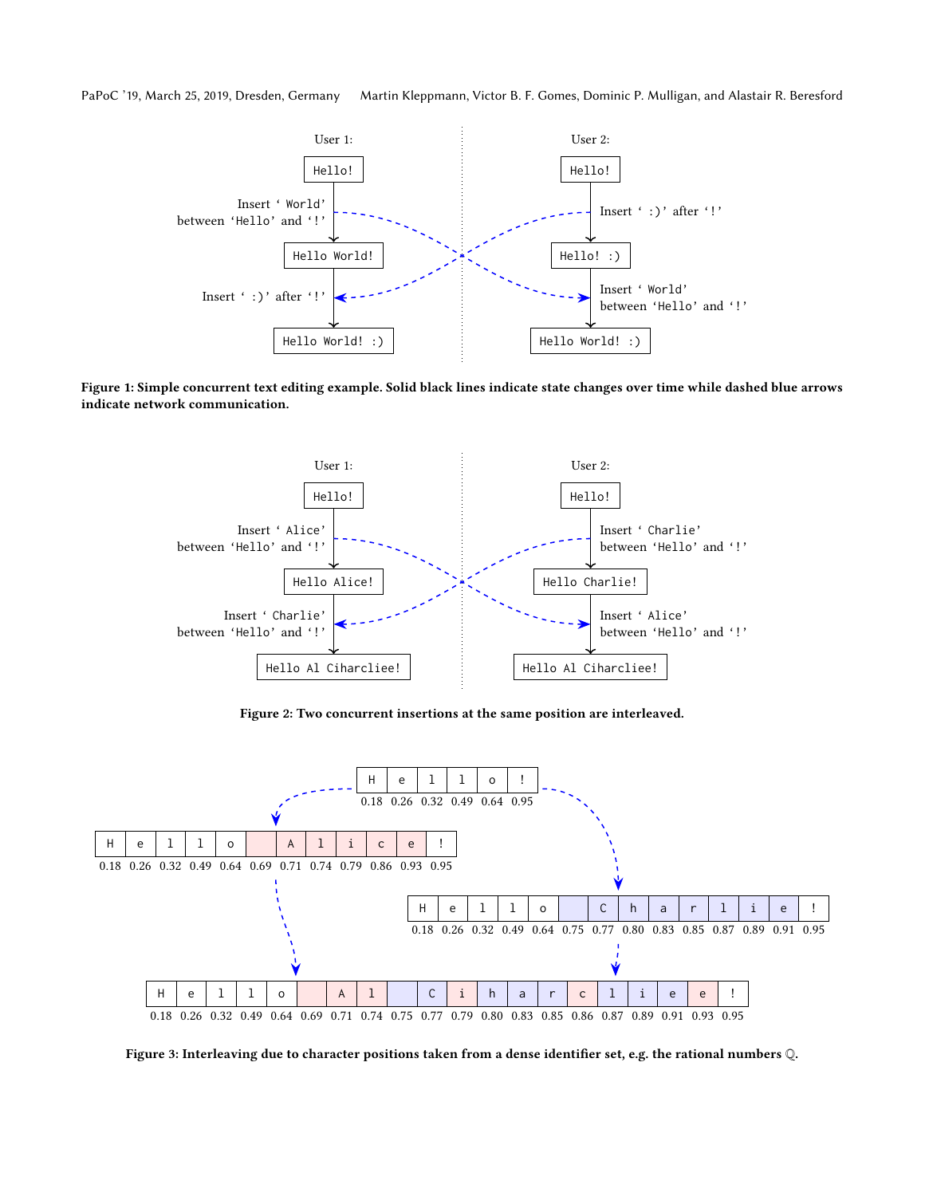**Figure 1: Simple concurrent text editing example. Solid black lines indicate state changes over time while dashed blue arrows indicate network communication.**

**Figure 2: Two concurrent insertions at the same position are interleaved.**

**Figure 3: Interleaving due to character positions taken from a dense identifier set, e.g. the rational numbers $\mathbb{Q}$.**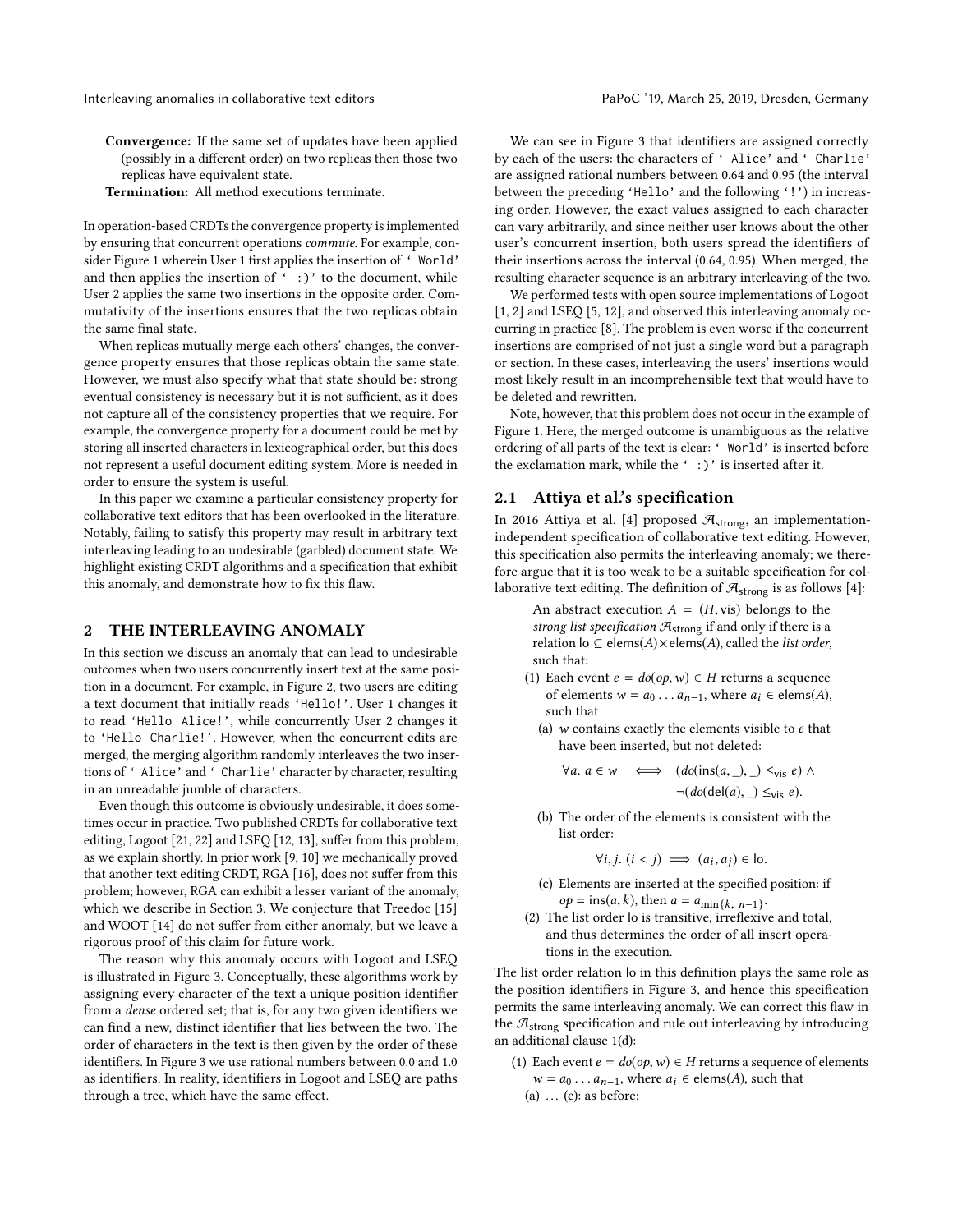**Convergence:** If the same set of updates have been applied (possibly in a different order) on two replicas then those two replicas have equivalent state.

**Termination:** All method executions terminate.

In operation-based CRDTs the convergence property is implemented by ensuring that concurrent operations *commute*. For example, consider Figure 1 wherein User 1 first applies the insertion of `' World'` and then applies the insertion of `' :)'` to the document, while User 2 applies the same two insertions in the opposite order. Commutativity of the insertions ensures that the two replicas obtain the same final state.

When replicas mutually merge each others' changes, the convergence property ensures that those replicas obtain the same state. However, we must also specify what that state should be: strong eventual consistency is necessary but it is not sufficient, as it does not capture all of the consistency properties that we require. For example, the convergence property for a document could be met by storing all inserted characters in lexicographical order, but this does not represent a useful document editing system. More is needed in order to ensure the system is useful.

In this paper we examine a particular consistency property for collaborative text editors that has been overlooked in the literature. Notably, failing to satisfy this property may result in arbitrary text interleaving leading to an undesirable (garbled) document state. We highlight existing CRDT algorithms and a specification that exhibit this anomaly, and demonstrate how to fix this flaw.

## 2 THE INTERLEAVING ANOMALY

In this section we discuss an anomaly that can lead to undesirable outcomes when two users concurrently insert text at the same position in a document. For example, in Figure 2, two users are editing a text document that initially reads `'Hello!'`. User 1 changes it to read `'Hello Alice!'`, while concurrently User 2 changes it to `'Hello Charlie!'`. However, when the concurrent edits are merged, the merging algorithm randomly interleaves the two insertions of `' Alice'` and `' Charlie'` character by character, resulting in an unreadable jumble of characters.

Even though this outcome is obviously undesirable, it does sometimes occur in practice. Two published CRDTs for collaborative text editing, Logoot [21, 22] and LSEQ [12, 13], suffer from this problem, as we explain shortly. In prior work [9, 10] we mechanically proved that another text editing CRDT, RGA [16], does not suffer from this problem; however, RGA can exhibit a lesser variant of the anomaly, which we describe in Section 3. We conjecture that Treedoc [15] and WOOT [14] do not suffer from either anomaly, but we leave a rigorous proof of this claim for future work.

The reason why this anomaly occurs with Logoot and LSEQ is illustrated in Figure 3. Conceptually, these algorithms work by assigning every character of the text a unique position identifier from a *dense* ordered set; that is, for any two given identifiers we can find a new, distinct identifier that lies between the two. The order of characters in the text is then given by the order of these identifiers. In Figure 3 we use rational numbers between 0.0 and 1.0 as identifiers. In reality, identifiers in Logoot and LSEQ are paths through a tree, which have the same effect.

We can see in Figure 3 that identifiers are assigned correctly by each of the users: the characters of `' Alice'` and `' Charlie'` are assigned rational numbers between 0.64 and 0.95 (the interval between the preceding `'Hello'` and the following `'!'`) in increasing order. However, the exact values assigned to each character can vary arbitrarily, and since neither user knows about the other user's concurrent insertion, both users spread the identifiers of their insertions across the interval (0.64, 0.95). When merged, the resulting character sequence is an arbitrary interleaving of the two.

We performed tests with open source implementations of Logoot [1, 2] and LSEQ [5, 12], and observed this interleaving anomaly occurring in practice [8]. The problem is even worse if the concurrent insertions are comprised of not just a single word but a paragraph or section. In these cases, interleaving the users' insertions would most likely result in an incomprehensible text that would have to be deleted and rewritten.

Note, however, that this problem does not occur in the example of Figure 1. Here, the merged outcome is unambiguous as the relative ordering of all parts of the text is clear: `' World'` is inserted before the exclamation mark, while the `' :)'` is inserted after it.

### 2.1 Attiya et al.'s specification

In 2016 Attiya et al. [4] proposed $\mathcal{A}_{\text{strong}}$, an implementation-independent specification of collaborative text editing. However, this specification also permits the interleaving anomaly; we therefore argue that it is too weak to be a suitable specification for collaborative text editing. The definition of $\mathcal{A}_{\text{strong}}$ is as follows [4]:

> An abstract execution $A = (H, \text{vis})$ belongs to the *strong list specification* $\mathcal{A}_{\text{strong}}$ if and only if there is a relation $\text{lo} \subseteq \text{elems}(A) \times \text{elems}(A)$, called the *list order*, such that:
>
> (1) Each event $e = do(op, w) \in H$ returns a sequence of elements $w = a_0 \ldots a_{n-1}$, where $a_i \in \text{elems}(A)$, such that
>
> (a) $w$ contains exactly the elements visible to $e$ that have been inserted, but not deleted:
>
> $$\forall a.\ a \in w \iff (do(\text{ins}(a, \_), \_) \leq_{\text{vis}} e) \wedge \neg(do(\text{del}(a), \_) \leq_{\text{vis}} e).$$
>
> (b) The order of the elements is consistent with the list order:
>
> $$\forall i, j.\ (i < j) \implies (a_i, a_j) \in \text{lo}.$$
>
> (c) Elements are inserted at the specified position: if $op = \text{ins}(a, k)$, then $a = a_{\min\{k,\ n-1\}}$.
>
> (2) The list order lo is transitive, irreflexive and total, and thus determines the order of all insert operations in the execution.

The list order relation lo in this definition plays the same role as the position identifiers in Figure 3, and hence this specification permits the same interleaving anomaly. We can correct this flaw in the $\mathcal{A}_{\text{strong}}$ specification and rule out interleaving by introducing an additional clause 1(d):

> (1) Each event $e = do(op, w) \in H$ returns a sequence of elements $w = a_0 \ldots a_{n-1}$, where $a_i \in \text{elems}(A)$, such that
>
> (a) … (c): as before;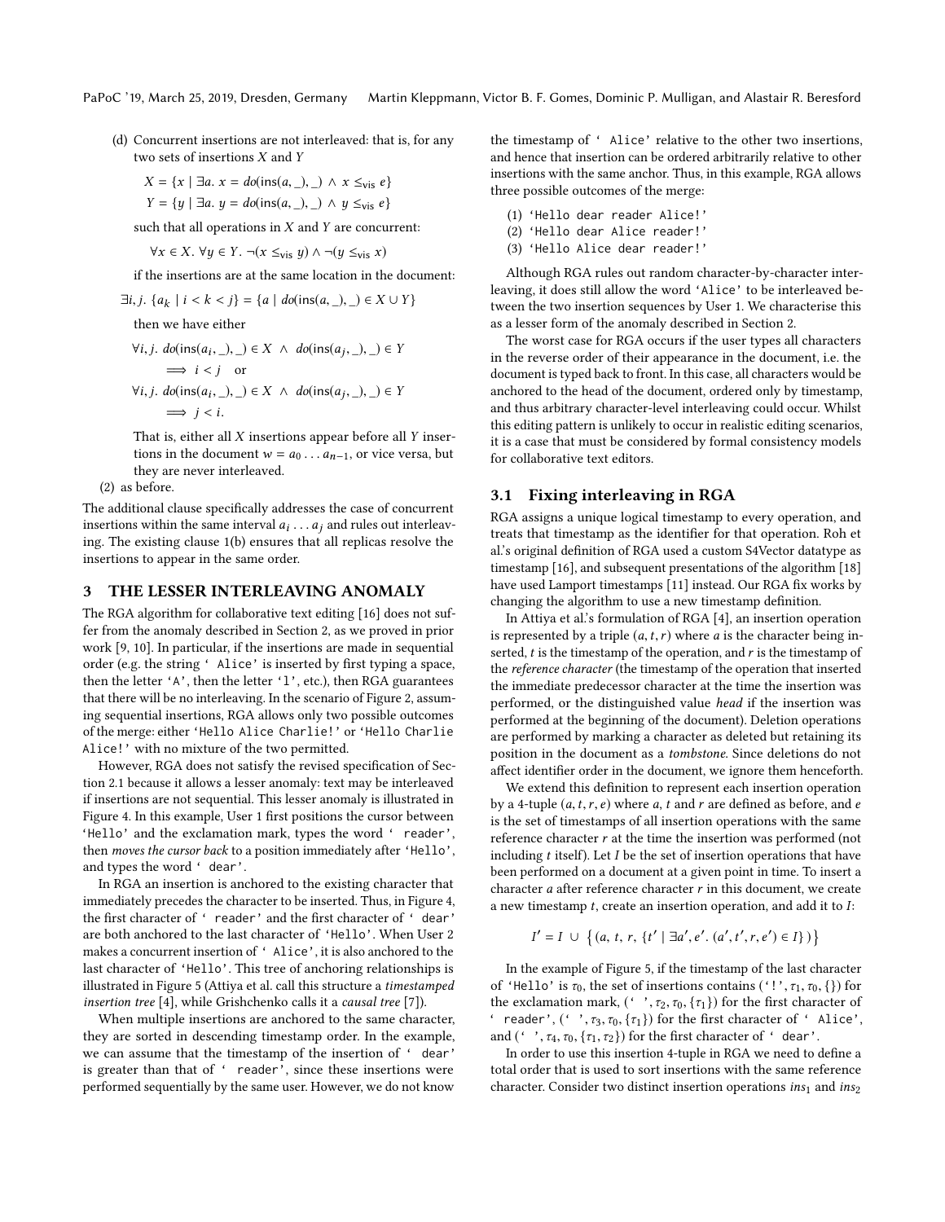(d) Concurrent insertions are not interleaved: that is, for any two sets of insertions $X$ and $Y$

$$X = \{x \mid \exists a.\ x = do(\mathsf{ins}(a, \_), \_) \land x \leq_{\mathsf{vis}} e\}$$
$$Y = \{y \mid \exists a.\ y = do(\mathsf{ins}(a, \_), \_) \land y \leq_{\mathsf{vis}} e\}$$

such that all operations in $X$ and $Y$ are concurrent:

$$\forall x \in X.\ \forall y \in Y.\ \neg(x \leq_{\mathsf{vis}} y) \land \neg(y \leq_{\mathsf{vis}} x)$$

if the insertions are at the same location in the document:

$$\exists i, j.\ \{a_k \mid i < k < j\} = \{a \mid do(\mathsf{ins}(a, \_), \_) \in X \cup Y\}$$

then we have either

$$\forall i, j.\ do(\mathsf{ins}(a_i, \_), \_) \in X \ \land\ do(\mathsf{ins}(a_j, \_), \_) \in Y \implies i < j \quad \text{or}$$
$$\forall i, j.\ do(\mathsf{ins}(a_i, \_), \_) \in X \ \land\ do(\mathsf{ins}(a_j, \_), \_) \in Y \implies j < i.$$

That is, either all $X$ insertions appear before all $Y$ insertions in the document $w = a_0 \ldots a_{n-1}$, or vice versa, but they are never interleaved.

(2) as before.

The additional clause specifically addresses the case of concurrent insertions within the same interval $a_i \ldots a_j$ and rules out interleaving. The existing clause 1(b) ensures that all replicas resolve the insertions to appear in the same order.

## 3 THE LESSER INTERLEAVING ANOMALY

The RGA algorithm for collaborative text editing [16] does not suffer from the anomaly described in Section 2, as we proved in prior work [9, 10]. In particular, if the insertions are made in sequential order (e.g. the string `' Alice'` is inserted by first typing a space, then the letter `'A'`, then the letter `'l'`, etc.), then RGA guarantees that there will be no interleaving. In the scenario of Figure 2, assuming sequential insertions, RGA allows only two possible outcomes of the merge: either `'Hello Alice Charlie!'` or `'Hello Charlie Alice!'` with no mixture of the two permitted.

However, RGA does not satisfy the revised specification of Section 2.1 because it allows a lesser anomaly: text may be interleaved if insertions are not sequential. This lesser anomaly is illustrated in Figure 4. In this example, User 1 first positions the cursor between `'Hello'` and the exclamation mark, types the word `' reader'`, then *moves the cursor back* to a position immediately after `'Hello'`, and types the word `' dear'`.

In RGA an insertion is anchored to the existing character that immediately precedes the character to be inserted. Thus, in Figure 4, the first character of `' reader'` and the first character of `' dear'` are both anchored to the last character of `'Hello'`. When User 2 makes a concurrent insertion of `' Alice'`, it is also anchored to the last character of `'Hello'`. This tree of anchoring relationships is illustrated in Figure 5 (Attiya et al. call this structure a *timestamped insertion tree* [4], while Grishchenko calls it a *causal tree* [7]).

When multiple insertions are anchored to the same character, they are sorted in descending timestamp order. In the example, we can assume that the timestamp of the insertion of `' dear'` is greater than that of `' reader'`, since these insertions were performed sequentially by the same user. However, we do not know the timestamp of `' Alice'` relative to the other two insertions, and hence that insertion can be ordered arbitrarily relative to other insertions with the same anchor. Thus, in this example, RGA allows three possible outcomes of the merge:

(1) `'Hello dear reader Alice!'`
(2) `'Hello dear Alice reader!'`
(3) `'Hello Alice dear reader!'`

Although RGA rules out random character-by-character interleaving, it does still allow the word `'Alice'` to be interleaved between the two insertion sequences by User 1. We characterise this as a lesser form of the anomaly described in Section 2.

The worst case for RGA occurs if the user types all characters in the reverse order of their appearance in the document, i.e. the document is typed back to front. In this case, all characters would be anchored to the head of the document, ordered only by timestamp, and thus arbitrary character-level interleaving could occur. Whilst this editing pattern is unlikely to occur in realistic editing scenarios, it is a case that must be considered by formal consistency models for collaborative text editors.

### 3.1 Fixing interleaving in RGA

RGA assigns a unique logical timestamp to every operation, and treats that timestamp as the identifier for that operation. Roh et al.'s original definition of RGA used a custom S4Vector datatype as timestamp [16], and subsequent presentations of the algorithm [18] have used Lamport timestamps [11] instead. Our RGA fix works by changing the algorithm to use a new timestamp definition.

In Attiya et al.'s formulation of RGA [4], an insertion operation is represented by a triple $(a, t, r)$ where $a$ is the character being inserted, $t$ is the timestamp of the operation, and $r$ is the timestamp of the *reference character* (the timestamp of the operation that inserted the immediate predecessor character at the time the insertion was performed, or the distinguished value *head* if the insertion was performed at the beginning of the document). Deletion operations are performed by marking a character as deleted but retaining its position in the document as a *tombstone*. Since deletions do not affect identifier order in the document, we ignore them henceforth.

We extend this definition to represent each insertion operation by a 4-tuple $(a, t, r, e)$ where $a$, $t$ and $r$ are defined as before, and $e$ is the set of timestamps of all insertion operations with the same reference character $r$ at the time the insertion was performed (not including $t$ itself). Let $I$ be the set of insertion operations that have been performed on a document at a given point in time. To insert a character $a$ after reference character $r$ in this document, we create a new timestamp $t$, create an insertion operation, and add it to $I$:

$$I' = I \ \cup\ \big\{(a,\ t,\ r,\ \{t' \mid \exists a', e'.\ (a', t', r, e') \in I\})\big\}$$

In the example of Figure 5, if the timestamp of the last character of `'Hello'` is $\tau_0$, the set of insertions contains $(\text{'!'}, \tau_1, \tau_0, \{\})$ for the exclamation mark, $(\text{' '}, \tau_2, \tau_0, \{\tau_1\})$ for the first character of `' reader'`, $(\text{' '}, \tau_3, \tau_0, \{\tau_1\})$ for the first character of `' Alice'`, and $(\text{' '}, \tau_4, \tau_0, \{\tau_1, \tau_2\})$ for the first character of `' dear'`.

In order to use this insertion 4-tuple in RGA we need to define a total order that is used to sort insertions with the same reference character. Consider two distinct insertion operations $ins_1$ and $ins_2$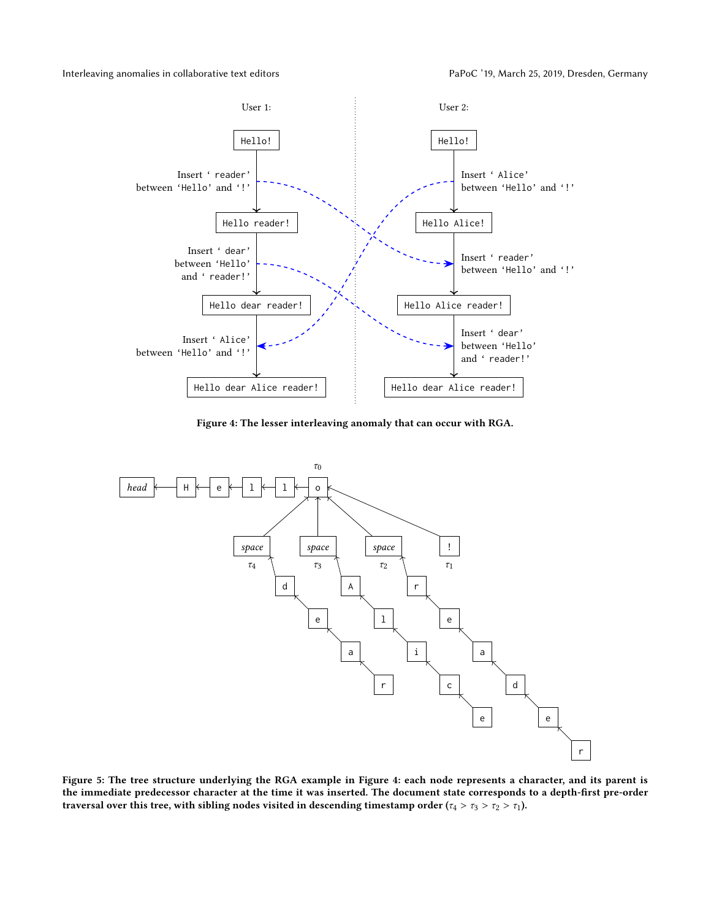User 1:

Hello!

Insert ‘ reader’ between ‘Hello’ and ‘!’

Hello reader!

Insert ‘ dear’ between ‘Hello’ and ‘ reader!’

Hello dear reader!

Insert ‘ Alice’ between ‘Hello’ and ‘!’

Hello dear Alice reader!

User 2:

Hello!

Insert ‘ Alice’ between ‘Hello’ and ‘!’

Hello Alice!

Insert ‘ reader’ between ‘Hello’ and ‘!’

Hello Alice reader!

Insert ‘ dear’ between ‘Hello’ and ‘ reader!’

Hello dear Alice reader!

**Figure 4: The lesser interleaving anomaly that can occur with RGA.**

**Figure 5: The tree structure underlying the RGA example in Figure 4: each node represents a character, and its parent is the immediate predecessor character at the time it was inserted. The document state corresponds to a depth-first pre-order traversal over this tree, with sibling nodes visited in descending timestamp order ($\tau_4 > \tau_3 > \tau_2 > \tau_1$).**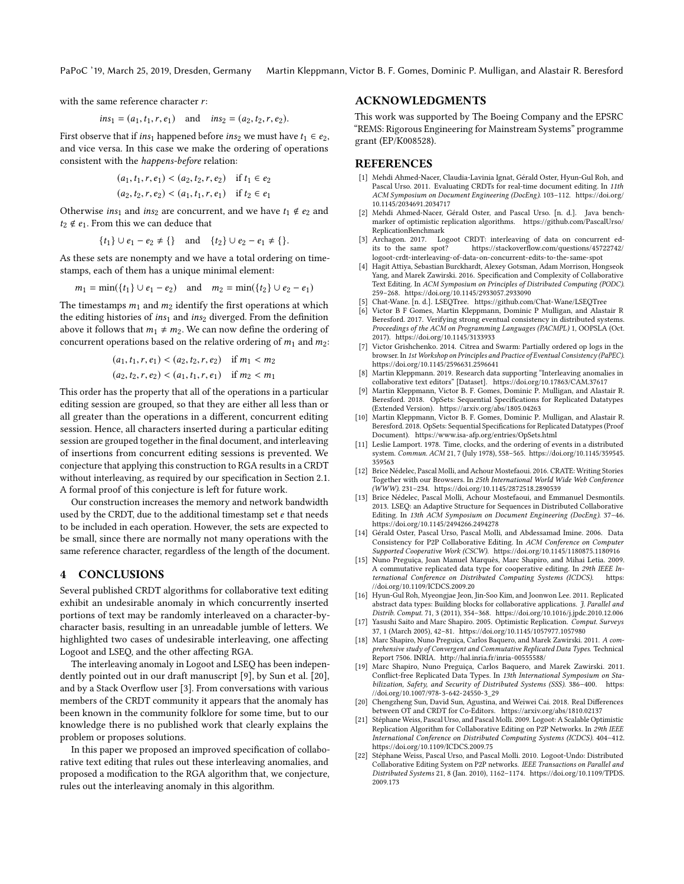with the same reference character $r$:

$$ins_1 = (a_1, t_1, r, e_1) \quad \text{and} \quad ins_2 = (a_2, t_2, r, e_2).$$

First observe that if $ins_1$ happened before $ins_2$ we must have $t_1 \in e_2$, and vice versa. In this case we make the ordering of operations consistent with the *happens-before* relation:

$$(a_1, t_1, r, e_1) < (a_2, t_2, r, e_2) \quad \text{if } t_1 \in e_2$$
$$(a_2, t_2, r, e_2) < (a_1, t_1, r, e_1) \quad \text{if } t_2 \in e_1$$

Otherwise $ins_1$ and $ins_2$ are concurrent, and we have $t_1 \notin e_2$ and $t_2 \notin e_1$. From this we can deduce that

$$\{t_1\} \cup e_1 - e_2 \neq \{\} \quad \text{and} \quad \{t_2\} \cup e_2 - e_1 \neq \{\}.$$

As these sets are nonempty and we have a total ordering on timestamps, each of them has a unique minimal element:

$$m_1 = \min(\{t_1\} \cup e_1 - e_2) \quad \text{and} \quad m_2 = \min(\{t_2\} \cup e_2 - e_1)$$

The timestamps $m_1$ and $m_2$ identify the first operations at which the editing histories of $ins_1$ and $ins_2$ diverged. From the definition above it follows that $m_1 \neq m_2$. We can now define the ordering of concurrent operations based on the relative ordering of $m_1$ and $m_2$:

$$(a_1, t_1, r, e_1) < (a_2, t_2, r, e_2) \quad \text{if } m_1 < m_2$$
$$(a_2, t_2, r, e_2) < (a_1, t_1, r, e_1) \quad \text{if } m_2 < m_1$$

This order has the property that all of the operations in a particular editing session are grouped, so that they are either all less than or all greater than the operations in a different, concurrent editing session. Hence, all characters inserted during a particular editing session are grouped together in the final document, and interleaving of insertions from concurrent editing sessions is prevented. We conjecture that applying this construction to RGA results in a CRDT without interleaving, as required by our specification in Section 2.1. A formal proof of this conjecture is left for future work.

Our construction increases the memory and network bandwidth used by the CRDT, due to the additional timestamp set $e$ that needs to be included in each operation. However, the sets are expected to be small, since there are normally not many operations with the same reference character, regardless of the length of the document.

## 4 CONCLUSIONS

Several published CRDT algorithms for collaborative text editing exhibit an undesirable anomaly in which concurrently inserted portions of text may be randomly interleaved on a character-by-character basis, resulting in an unreadable jumble of letters. We highlighted two cases of undesirable interleaving, one affecting Logoot and LSEQ, and the other affecting RGA.

The interleaving anomaly in Logoot and LSEQ has been independently pointed out in our draft manuscript [9], by Sun et al. [20], and by a Stack Overflow user [3]. From conversations with various members of the CRDT community it appears that the anomaly has been known in the community folklore for some time, but to our knowledge there is no published work that clearly explains the problem or proposes solutions.

In this paper we proposed an improved specification of collaborative text editing that rules out these interleaving anomalies, and proposed a modification to the RGA algorithm that, we conjecture, rules out the interleaving anomaly in this algorithm.

## ACKNOWLEDGMENTS

This work was supported by The Boeing Company and the EPSRC "REMS: Rigorous Engineering for Mainstream Systems" programme grant (EP/K008528).

## REFERENCES

[1] Mehdi Ahmed-Nacer, Claudia-Lavinia Ignat, Gérald Oster, Hyun-Gul Roh, and Pascal Urso. 2011. Evaluating CRDTs for real-time document editing. In *11th ACM Symposium on Document Engineering (DocEng)*. 103–112. https://doi.org/10.1145/2034691.2034717

[2] Mehdi Ahmed-Nacer, Gérald Oster, and Pascal Urso. [n. d.]. Java benchmarker of optimistic replication algorithms. https://github.com/PascalUrso/ReplicationBenchmark

[3] Archagon. 2017. Logoot CRDT: interleaving of data on concurrent edits to the same spot? https://stackoverflow.com/questions/45722742/logoot-crdt-interleaving-of-data-on-concurrent-edits-to-the-same-spot

[4] Hagit Attiya, Sebastian Burckhardt, Alexey Gotsman, Adam Morrison, Hongseok Yang, and Marek Zawirski. 2016. Specification and Complexity of Collaborative Text Editing. In *ACM Symposium on Principles of Distributed Computing (PODC)*. 259–268. https://doi.org/10.1145/2933057.2933090

[5] Chat-Wane. [n. d.]. LSEQTree. https://github.com/Chat-Wane/LSEQTree

[6] Victor B F Gomes, Martin Kleppmann, Dominic P Mulligan, and Alastair R Beresford. 2017. Verifying strong eventual consistency in distributed systems. *Proceedings of the ACM on Programming Languages (PACMPL)* 1, OOPSLA (Oct. 2017). https://doi.org/10.1145/3133933

[7] Victor Grishchenko. 2014. Citrea and Swarm: Partially ordered op logs in the browser. In *1st Workshop on Principles and Practice of Eventual Consistency (PaPEC)*. https://doi.org/10.1145/2596631.2596641

[8] Martin Kleppmann. 2019. Research data supporting "Interleaving anomalies in collaborative text editors" [Dataset]. https://doi.org/10.17863/CAM.37617

[9] Martin Kleppmann, Victor B. F. Gomes, Dominic P. Mulligan, and Alastair R. Beresford. 2018. OpSets: Sequential Specifications for Replicated Datatypes (Extended Version). https://arxiv.org/abs/1805.04263

[10] Martin Kleppmann, Victor B. F. Gomes, Dominic P. Mulligan, and Alastair R. Beresford. 2018. OpSets: Sequential Specifications for Replicated Datatypes (Proof Document). https://www.isa-afp.org/entries/OpSets.html

[11] Leslie Lamport. 1978. Time, clocks, and the ordering of events in a distributed system. *Commun. ACM* 21, 7 (July 1978), 558–565. https://doi.org/10.1145/359545.359563

[12] Brice Nédelec, Pascal Molli, and Achour Mostefaoui. 2016. CRATE: Writing Stories Together with our Browsers. In *25th International World Wide Web Conference (WWW)*. 231–234. https://doi.org/10.1145/2872518.2890539

[13] Brice Nédelec, Pascal Molli, Achour Mostefaoui, and Emmanuel Desmontils. 2013. LSEQ: an Adaptive Structure for Sequences in Distributed Collaborative Editing. In *13th ACM Symposium on Document Engineering (DocEng)*. 37–46. https://doi.org/10.1145/2494266.2494278

[14] Gérald Oster, Pascal Urso, Pascal Molli, and Abdessamad Imine. 2006. Data Consistency for P2P Collaborative Editing. In *ACM Conference on Computer Supported Cooperative Work (CSCW)*. https://doi.org/10.1145/1180875.1180916

[15] Nuno Preguiça, Joan Manuel Marquès, Marc Shapiro, and Mihai Letia. 2009. A commutative replicated data type for cooperative editing. In *29th IEEE International Conference on Distributed Computing Systems (ICDCS)*. https://doi.org/10.1109/ICDCS.2009.20

[16] Hyun-Gul Roh, Myeongjae Jeon, Jin-Soo Kim, and Joonwon Lee. 2011. Replicated abstract data types: Building blocks for collaborative applications. *J. Parallel and Distrib. Comput.* 71, 3 (2011), 354–368. https://doi.org/10.1016/j.jpdc.2010.12.006

[17] Yasushi Saito and Marc Shapiro. 2005. Optimistic Replication. *Comput. Surveys* 37, 1 (March 2005), 42–81. https://doi.org/10.1145/1057977.1057980

[18] Marc Shapiro, Nuno Preguiça, Carlos Baquero, and Marek Zawirski. 2011. *A comprehensive study of Convergent and Commutative Replicated Data Types*. Technical Report 7506. INRIA. http://hal.inria.fr/inria-00555588/

[19] Marc Shapiro, Nuno Preguiça, Carlos Baquero, and Marek Zawirski. 2011. Conflict-free Replicated Data Types. In *13th International Symposium on Stabilization, Safety, and Security of Distributed Systems (SSS)*. 386–400. https://doi.org/10.1007/978-3-642-24550-3_29

[20] Chengzheng Sun, David Sun, Agustina, and Weiwei Cai. 2018. Real Differences between OT and CRDT for Co-Editors. https://arxiv.org/abs/1810.02137

[21] Stéphane Weiss, Pascal Urso, and Pascal Molli. 2009. Logoot: A Scalable Optimistic Replication Algorithm for Collaborative Editing on P2P Networks. In *29th IEEE International Conference on Distributed Computing Systems (ICDCS)*. 404–412. https://doi.org/10.1109/ICDCS.2009.75

[22] Stéphane Weiss, Pascal Urso, and Pascal Molli. 2010. Logoot-Undo: Distributed Collaborative Editing System on P2P networks. *IEEE Transactions on Parallel and Distributed Systems* 21, 8 (Jan. 2010), 1162–1174. https://doi.org/10.1109/TPDS.2009.173